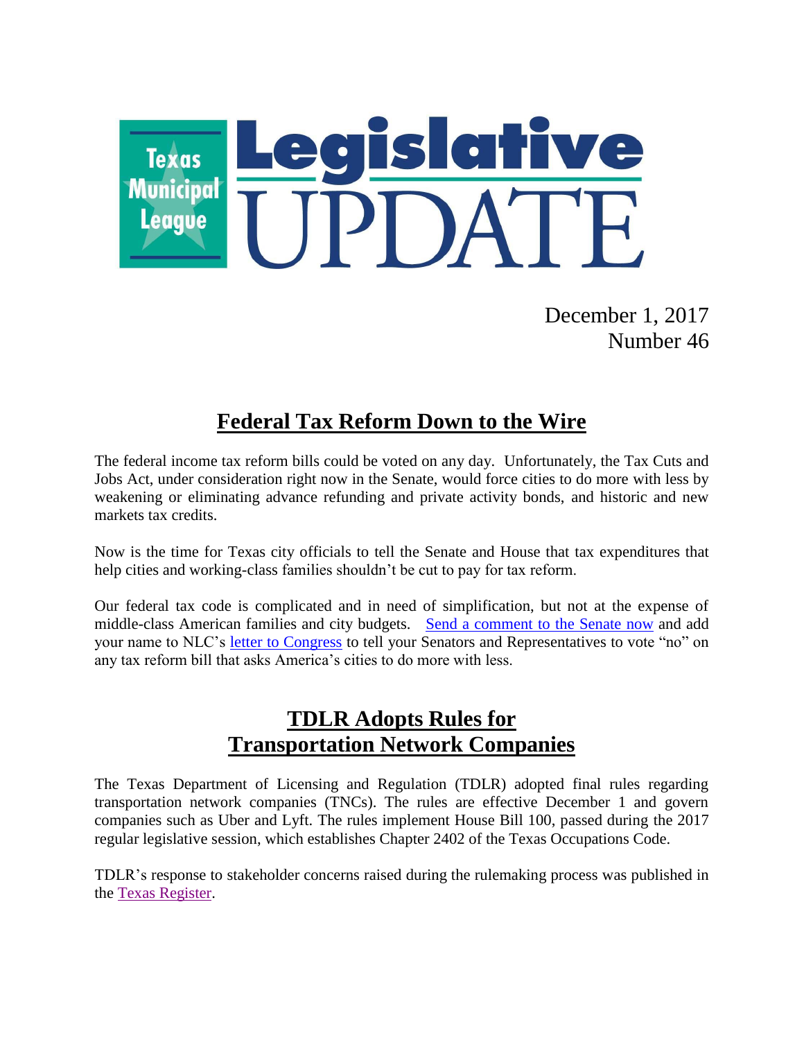# Texas Municipal League Legislative UPDATE

December 1, 2017
Number 46

## Federal Tax Reform Down to the Wire

The federal income tax reform bills could be voted on any day. Unfortunately, the Tax Cuts and Jobs Act, under consideration right now in the Senate, would force cities to do more with less by weakening or eliminating advance refunding and private activity bonds, and historic and new markets tax credits.

Now is the time for Texas city officials to tell the Senate and House that tax expenditures that help cities and working-class families shouldn't be cut to pay for tax reform.

Our federal tax code is complicated and in need of simplification, but not at the expense of middle-class American families and city budgets. Send a comment to the Senate now and add your name to NLC's letter to Congress to tell your Senators and Representatives to vote "no" on any tax reform bill that asks America's cities to do more with less.

## TDLR Adopts Rules for Transportation Network Companies

The Texas Department of Licensing and Regulation (TDLR) adopted final rules regarding transportation network companies (TNCs). The rules are effective December 1 and govern companies such as Uber and Lyft. The rules implement House Bill 100, passed during the 2017 regular legislative session, which establishes Chapter 2402 of the Texas Occupations Code.

TDLR's response to stakeholder concerns raised during the rulemaking process was published in the Texas Register.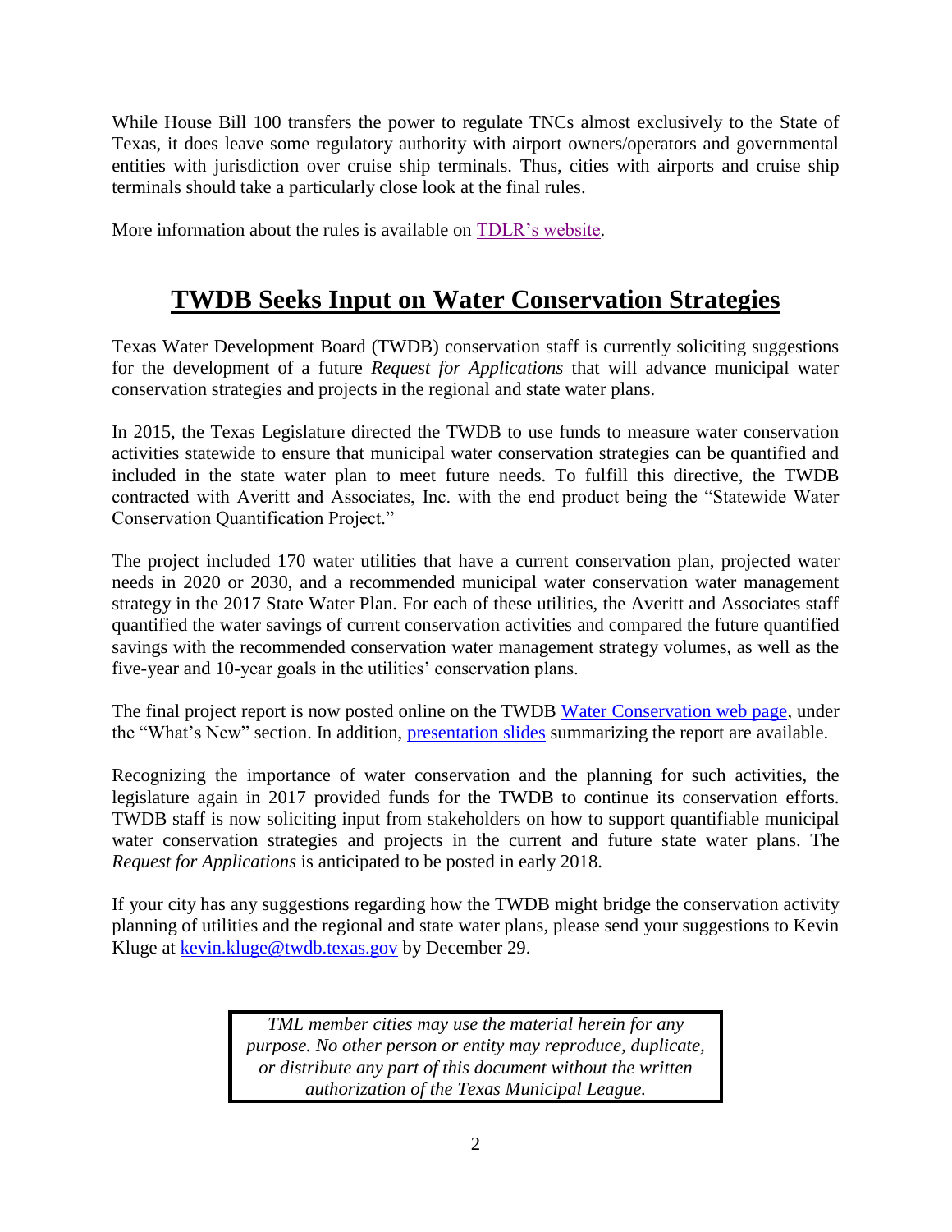While House Bill 100 transfers the power to regulate TNCs almost exclusively to the State of Texas, it does leave some regulatory authority with airport owners/operators and governmental entities with jurisdiction over cruise ship terminals. Thus, cities with airports and cruise ship terminals should take a particularly close look at the final rules.

More information about the rules is available on TDLR's website.

## TWDB Seeks Input on Water Conservation Strategies

Texas Water Development Board (TWDB) conservation staff is currently soliciting suggestions for the development of a future *Request for Applications* that will advance municipal water conservation strategies and projects in the regional and state water plans.

In 2015, the Texas Legislature directed the TWDB to use funds to measure water conservation activities statewide to ensure that municipal water conservation strategies can be quantified and included in the state water plan to meet future needs. To fulfill this directive, the TWDB contracted with Averitt and Associates, Inc. with the end product being the "Statewide Water Conservation Quantification Project."

The project included 170 water utilities that have a current conservation plan, projected water needs in 2020 or 2030, and a recommended municipal water conservation water management strategy in the 2017 State Water Plan. For each of these utilities, the Averitt and Associates staff quantified the water savings of current conservation activities and compared the future quantified savings with the recommended conservation water management strategy volumes, as well as the five-year and 10-year goals in the utilities' conservation plans.

The final project report is now posted online on the TWDB Water Conservation web page, under the "What's New" section. In addition, presentation slides summarizing the report are available.

Recognizing the importance of water conservation and the planning for such activities, the legislature again in 2017 provided funds for the TWDB to continue its conservation efforts. TWDB staff is now soliciting input from stakeholders on how to support quantifiable municipal water conservation strategies and projects in the current and future state water plans. The *Request for Applications* is anticipated to be posted in early 2018.

If your city has any suggestions regarding how the TWDB might bridge the conservation activity planning of utilities and the regional and state water plans, please send your suggestions to Kevin Kluge at kevin.kluge@twdb.texas.gov by December 29.

*TML member cities may use the material herein for any purpose. No other person or entity may reproduce, duplicate, or distribute any part of this document without the written authorization of the Texas Municipal League.*